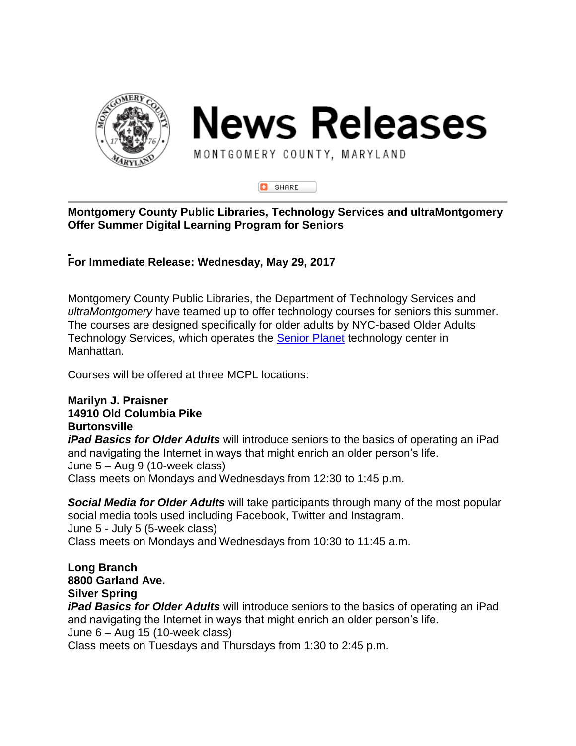# News Releases

MONTGOMERY COUNTY, MARYLAND

SHARE

**Montgomery County Public Libraries, Technology Services and ultraMontgomery Offer Summer Digital Learning Program for Seniors**

**For Immediate Release: Wednesday, May 29, 2017**

Montgomery County Public Libraries, the Department of Technology Services and *ultraMontgomery* have teamed up to offer technology courses for seniors this summer. The courses are designed specifically for older adults by NYC-based Older Adults Technology Services, which operates the Senior Planet technology center in Manhattan.

Courses will be offered at three MCPL locations:

**Marilyn J. Praisner**
**14910 Old Columbia Pike**
**Burtonsville**
***iPad Basics for Older Adults*** will introduce seniors to the basics of operating an iPad and navigating the Internet in ways that might enrich an older person's life.
June 5 – Aug 9 (10-week class)
Class meets on Mondays and Wednesdays from 12:30 to 1:45 p.m.

***Social Media for Older Adults*** will take participants through many of the most popular social media tools used including Facebook, Twitter and Instagram.
June 5 - July 5 (5-week class)
Class meets on Mondays and Wednesdays from 10:30 to 11:45 a.m.

**Long Branch**
**8800 Garland Ave.**
**Silver Spring**
***iPad Basics for Older Adults*** will introduce seniors to the basics of operating an iPad and navigating the Internet in ways that might enrich an older person's life.
June 6 – Aug 15 (10-week class)
Class meets on Tuesdays and Thursdays from 1:30 to 2:45 p.m.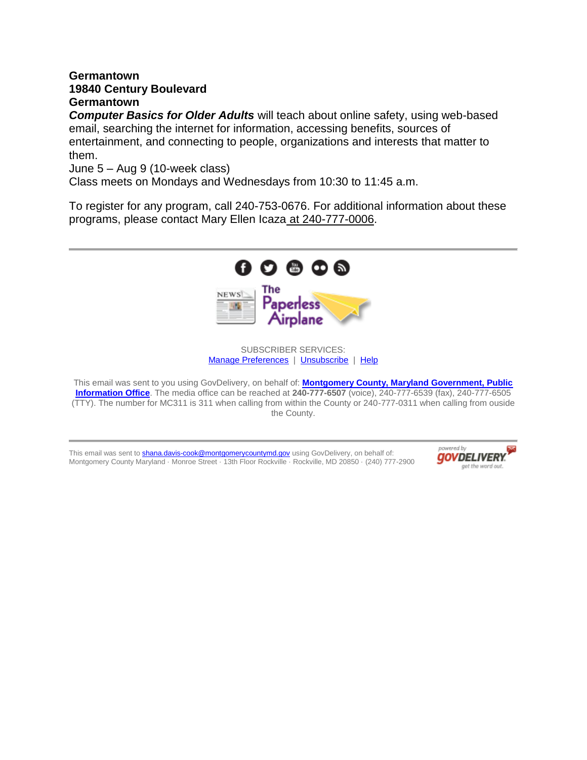**Germantown**
**19840 Century Boulevard**
**Germantown**
***Computer Basics for Older Adults*** will teach about online safety, using web-based email, searching the internet for information, accessing benefits, sources of entertainment, and connecting to people, organizations and interests that matter to them.
June 5 – Aug 9 (10-week class)
Class meets on Mondays and Wednesdays from 10:30 to 11:45 a.m.

To register for any program, call 240-753-0676. For additional information about these programs, please contact Mary Ellen Icaza at 240-777-0006.

---

SUBSCRIBER SERVICES:
Manage Preferences | Unsubscribe | Help

This email was sent to you using GovDelivery, on behalf of: **Montgomery County, Maryland Government, Public Information Office**. The media office can be reached at **240-777-6507** (voice), 240-777-6539 (fax), 240-777-6505 (TTY). The number for MC311 is 311 when calling from within the County or 240-777-0311 when calling from ouside the County.

---

This email was sent to shana.davis-cook@montgomerycountymd.gov using GovDelivery, on behalf of: Montgomery County Maryland · Monroe Street · 13th Floor Rockville · Rockville, MD 20850 · (240) 777-2900